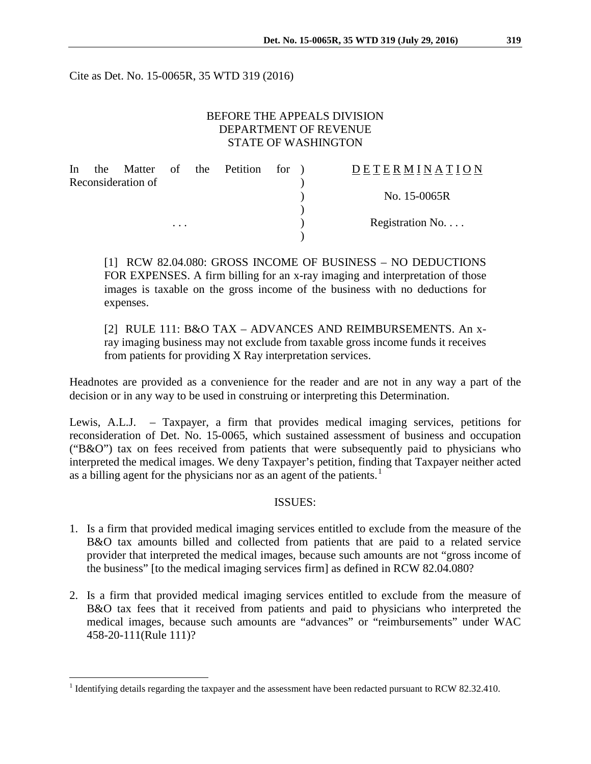Cite as Det. No. 15-0065R, 35 WTD 319 (2016)

BEFORE THE APPEALS DIVISION
DEPARTMENT OF REVENUE
STATE OF WASHINGTON

| | | |
|---|---|---|
| In the Matter of the Petition for Reconsideration of | ) | D E T E R M I N A T I O N |
| | ) | |
| | ) | No. 15-0065R |
| | ) | |
| . . . | ) | Registration No. . . . |
| | ) | |

[1] RCW 82.04.080: GROSS INCOME OF BUSINESS – NO DEDUCTIONS FOR EXPENSES. A firm billing for an x-ray imaging and interpretation of those images is taxable on the gross income of the business with no deductions for expenses.

[2] RULE 111: B&O TAX – ADVANCES AND REIMBURSEMENTS. An x-ray imaging business may not exclude from taxable gross income funds it receives from patients for providing X Ray interpretation services.

Headnotes are provided as a convenience for the reader and are not in any way a part of the decision or in any way to be used in construing or interpreting this Determination.

Lewis, A.L.J. – Taxpayer, a firm that provides medical imaging services, petitions for reconsideration of Det. No. 15-0065, which sustained assessment of business and occupation ("B&O") tax on fees received from patients that were subsequently paid to physicians who interpreted the medical images. We deny Taxpayer's petition, finding that Taxpayer neither acted as a billing agent for the physicians nor as an agent of the patients.[1]

ISSUES:

1. Is a firm that provided medical imaging services entitled to exclude from the measure of the B&O tax amounts billed and collected from patients that are paid to a related service provider that interpreted the medical images, because such amounts are not "gross income of the business" [to the medical imaging services firm] as defined in RCW 82.04.080?

2. Is a firm that provided medical imaging services entitled to exclude from the measure of B&O tax fees that it received from patients and paid to physicians who interpreted the medical images, because such amounts are "advances" or "reimbursements" under WAC 458-20-111(Rule 111)?

[1] Identifying details regarding the taxpayer and the assessment have been redacted pursuant to RCW 82.32.410.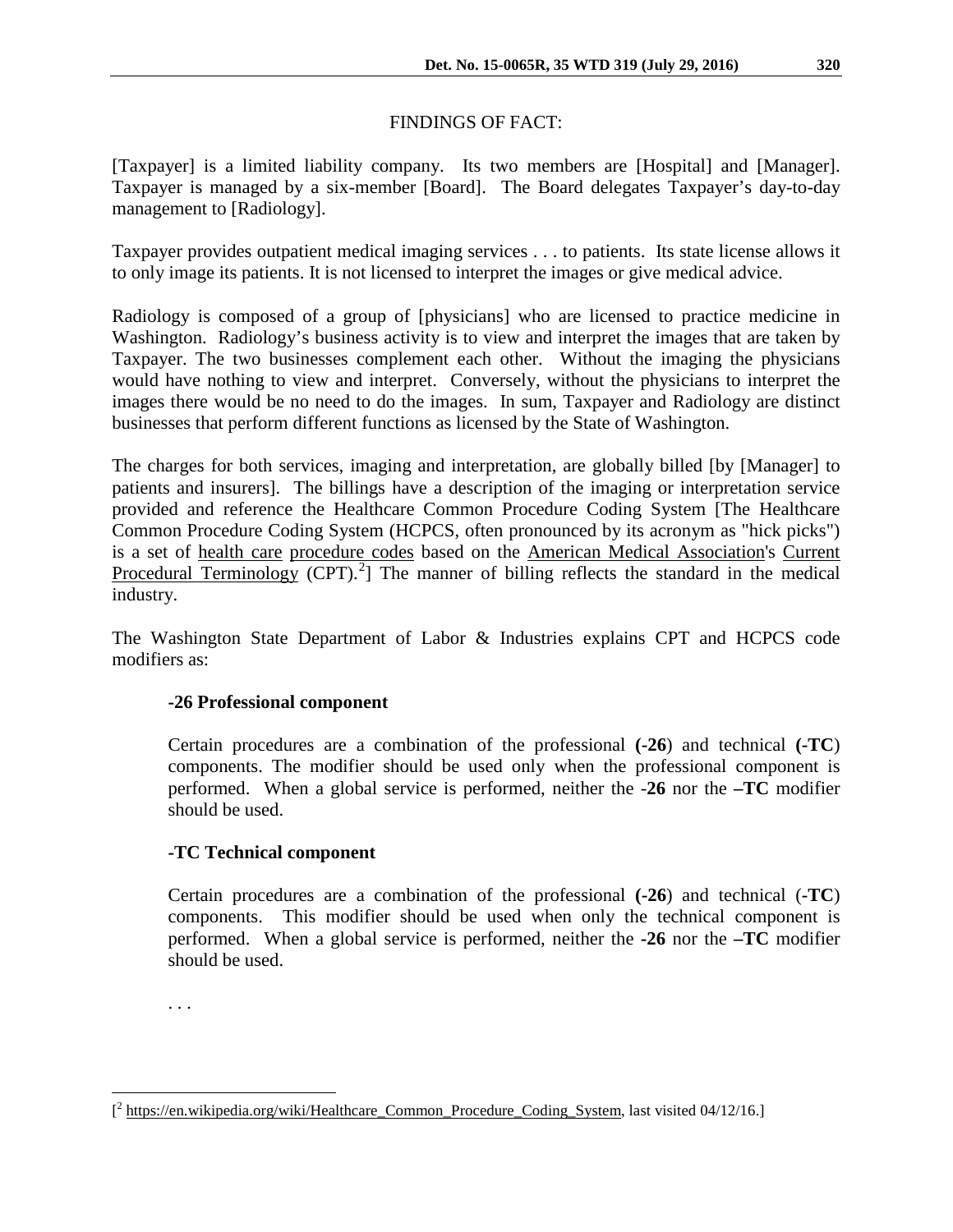FINDINGS OF FACT:

[Taxpayer] is a limited liability company. Its two members are [Hospital] and [Manager]. Taxpayer is managed by a six-member [Board]. The Board delegates Taxpayer's day-to-day management to [Radiology].

Taxpayer provides outpatient medical imaging services . . . to patients. Its state license allows it to only image its patients. It is not licensed to interpret the images or give medical advice.

Radiology is composed of a group of [physicians] who are licensed to practice medicine in Washington. Radiology's business activity is to view and interpret the images that are taken by Taxpayer. The two businesses complement each other. Without the imaging the physicians would have nothing to view and interpret. Conversely, without the physicians to interpret the images there would be no need to do the images. In sum, Taxpayer and Radiology are distinct businesses that perform different functions as licensed by the State of Washington.

The charges for both services, imaging and interpretation, are globally billed [by [Manager] to patients and insurers]. The billings have a description of the imaging or interpretation service provided and reference the Healthcare Common Procedure Coding System [The Healthcare Common Procedure Coding System (HCPCS, often pronounced by its acronym as "hick picks") is a set of health care procedure codes based on the American Medical Association's Current Procedural Terminology (CPT).[2]] The manner of billing reflects the standard in the medical industry.

The Washington State Department of Labor & Industries explains CPT and HCPCS code modifiers as:

> **-26 Professional component**
>
> Certain procedures are a combination of the professional **(-26**) and technical **(-TC**) components. The modifier should be used only when the professional component is performed. When a global service is performed, neither the -**26** nor the **–TC** modifier should be used.
>
> **-TC Technical component**
>
> Certain procedures are a combination of the professional **(-26**) and technical (-**TC**) components. This modifier should be used when only the technical component is performed. When a global service is performed, neither the **-26** nor the **–TC** modifier should be used.
>
> . . .

---

[[2] https://en.wikipedia.org/wiki/Healthcare_Common_Procedure_Coding_System, last visited 04/12/16.]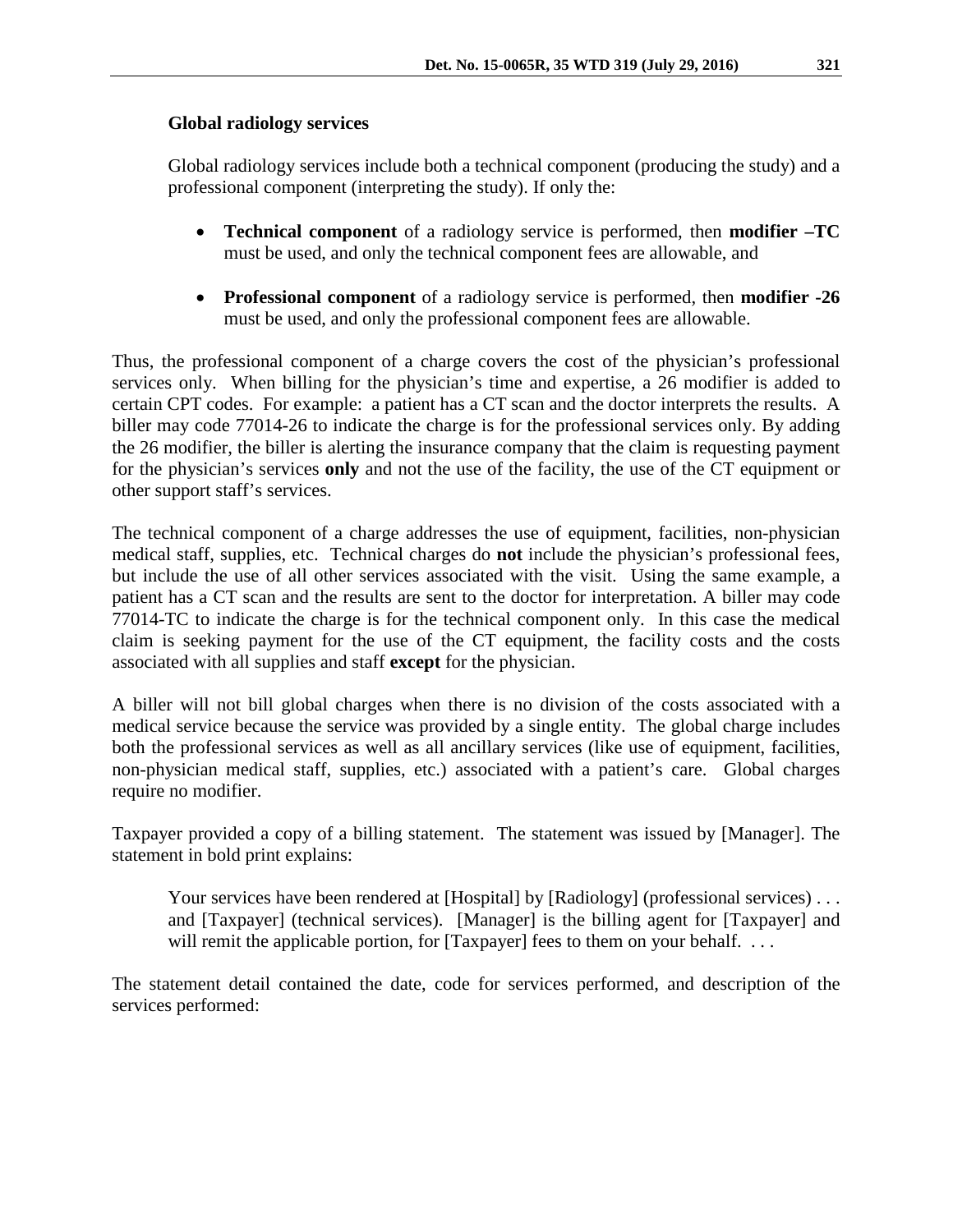**Global radiology services**

> Global radiology services include both a technical component (producing the study) and a professional component (interpreting the study). If only the:
>
> - **Technical component** of a radiology service is performed, then **modifier –TC** must be used, and only the technical component fees are allowable, and
>
> - **Professional component** of a radiology service is performed, then **modifier -26** must be used, and only the professional component fees are allowable.

Thus, the professional component of a charge covers the cost of the physician's professional services only. When billing for the physician's time and expertise, a 26 modifier is added to certain CPT codes. For example: a patient has a CT scan and the doctor interprets the results. A biller may code 77014-26 to indicate the charge is for the professional services only. By adding the 26 modifier, the biller is alerting the insurance company that the claim is requesting payment for the physician's services **only** and not the use of the facility, the use of the CT equipment or other support staff's services.

The technical component of a charge addresses the use of equipment, facilities, non-physician medical staff, supplies, etc. Technical charges do **not** include the physician's professional fees, but include the use of all other services associated with the visit. Using the same example, a patient has a CT scan and the results are sent to the doctor for interpretation. A biller may code 77014-TC to indicate the charge is for the technical component only. In this case the medical claim is seeking payment for the use of the CT equipment, the facility costs and the costs associated with all supplies and staff **except** for the physician.

A biller will not bill global charges when there is no division of the costs associated with a medical service because the service was provided by a single entity. The global charge includes both the professional services as well as all ancillary services (like use of equipment, facilities, non-physician medical staff, supplies, etc.) associated with a patient's care. Global charges require no modifier.

Taxpayer provided a copy of a billing statement. The statement was issued by [Manager]. The statement in bold print explains:

> Your services have been rendered at [Hospital] by [Radiology] (professional services) . . . and [Taxpayer] (technical services). [Manager] is the billing agent for [Taxpayer] and will remit the applicable portion, for [Taxpayer] fees to them on your behalf. . . .

The statement detail contained the date, code for services performed, and description of the services performed: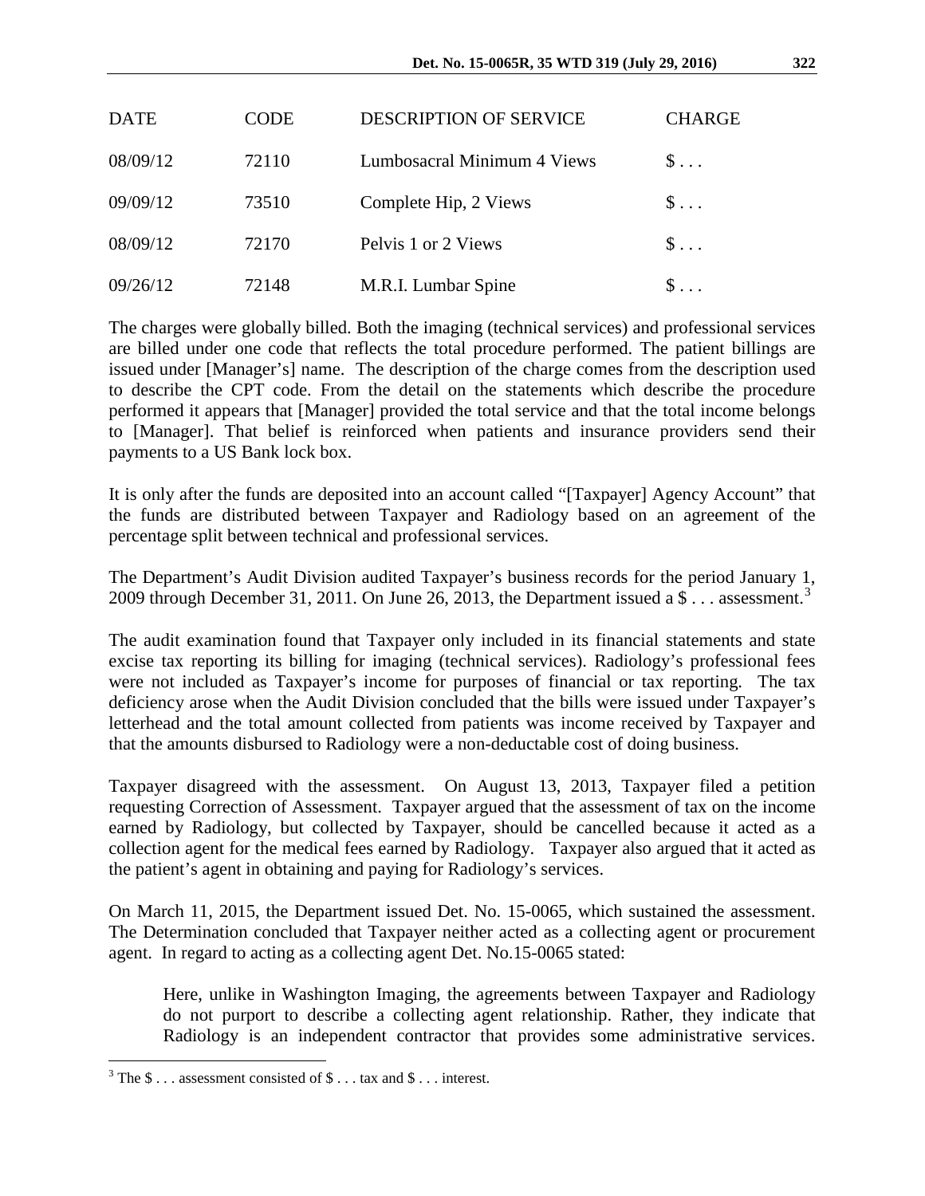| DATE | CODE | DESCRIPTION OF SERVICE | CHARGE |
| --- | --- | --- | --- |
| 08/09/12 | 72110 | Lumbosacral Minimum 4 Views | $ . . . |
| 09/09/12 | 73510 | Complete Hip, 2 Views | $ . . . |
| 08/09/12 | 72170 | Pelvis 1 or 2 Views | $ . . . |
| 09/26/12 | 72148 | M.R.I. Lumbar Spine | $ . . . |

The charges were globally billed. Both the imaging (technical services) and professional services are billed under one code that reflects the total procedure performed. The patient billings are issued under [Manager's] name. The description of the charge comes from the description used to describe the CPT code. From the detail on the statements which describe the procedure performed it appears that [Manager] provided the total service and that the total income belongs to [Manager]. That belief is reinforced when patients and insurance providers send their payments to a US Bank lock box.

It is only after the funds are deposited into an account called "[Taxpayer] Agency Account" that the funds are distributed between Taxpayer and Radiology based on agreement of the percentage split between technical and professional services.

The Department's Audit Division audited Taxpayer's business records for the period January 1, 2009 through December 31, 2011. On June 26, 2013, the Department issued a $ . . . assessment.[3]

The audit examination found that Taxpayer only included in its financial statements and state excise tax reporting its billing for imaging (technical services). Radiology's professional fees were not included as Taxpayer's income for purposes of financial or tax reporting. The tax deficiency arose when the Audit Division concluded that the bills were issued under Taxpayer's letterhead and the total amount collected from patients was income received by Taxpayer and that the amounts disbursed to Radiology were a non-deductable cost of doing business.

Taxpayer disagreed with the assessment. On August 13, 2013, Taxpayer filed a petition requesting Correction of Assessment. Taxpayer argued that the assessment of tax on the income earned by Radiology, but collected by Taxpayer, should be cancelled because it acted as a collection agent for the medical fees earned by Radiology. Taxpayer also argued that it acted as the patient's agent in obtaining and paying for Radiology's services.

On March 11, 2015, the Department issued Det. No. 15-0065, which sustained the assessment. The Determination concluded that Taxpayer neither acted as a collecting agent or procurement agent. In regard to acting as a collecting agent Det. No.15-0065 stated:

> Here, unlike in Washington Imaging, the agreements between Taxpayer and Radiology do not purport to describe a collecting agent relationship. Rather, they indicate that Radiology is an independent contractor that provides some administrative services.

[3] The $ . . . assessment consisted of $ . . . tax and $ . . . interest.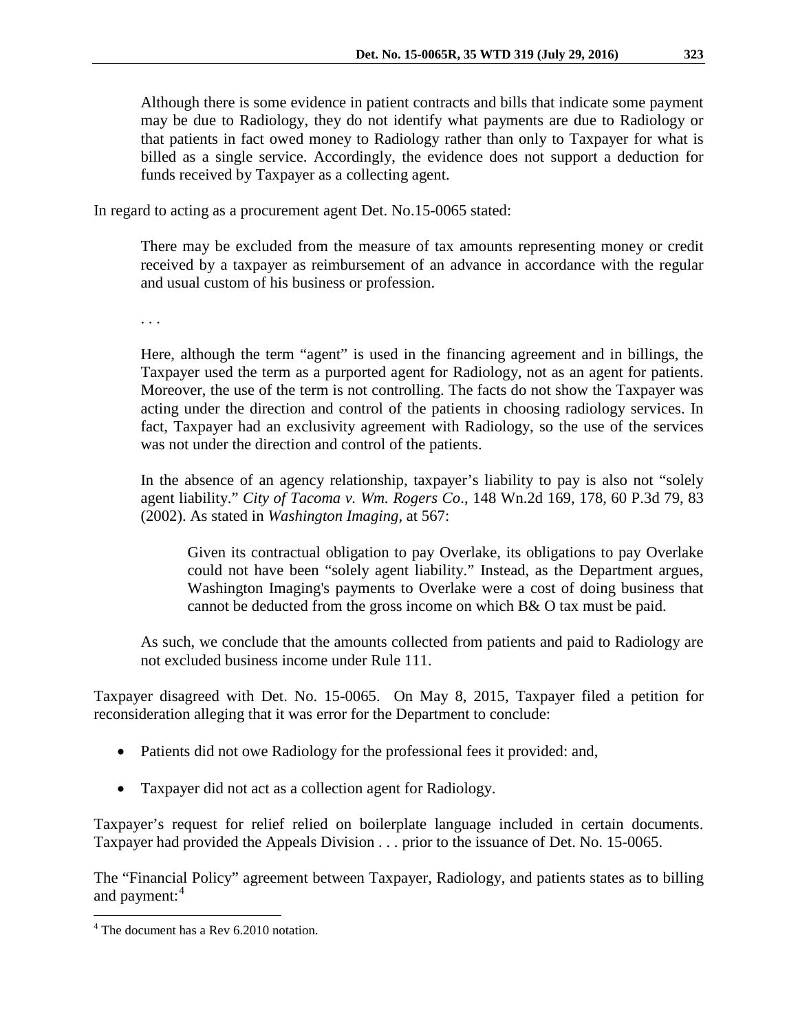> Although there is some evidence in patient contracts and bills that indicate some payment may be due to Radiology, they do not identify what payments are due to Radiology or that patients in fact owed money to Radiology rather than only to Taxpayer for what is billed as a single service. Accordingly, the evidence does not support a deduction for funds received by Taxpayer as a collecting agent.

In regard to acting as a procurement agent Det. No.15-0065 stated:

> There may be excluded from the measure of tax amounts representing money or credit received by a taxpayer as reimbursement of an advance in accordance with the regular and usual custom of his business or profession.
>
> . . .
>
> Here, although the term "agent" is used in the financing agreement and in billings, the Taxpayer used the term as a purported agent for Radiology, not as an agent for patients. Moreover, the use of the term is not controlling. The facts do not show the Taxpayer was acting under the direction and control of the patients in choosing radiology services. In fact, Taxpayer had an exclusivity agreement with Radiology, so the use of the services was not under the direction and control of the patients.
>
> In the absence of an agency relationship, taxpayer's liability to pay is also not "solely agent liability." *City of Tacoma v. Wm. Rogers Co*., 148 Wn.2d 169, 178, 60 P.3d 79, 83 (2002). As stated in *Washington Imaging*, at 567:
>
>> Given its contractual obligation to pay Overlake, its obligations to pay Overlake could not have been "solely agent liability." Instead, as the Department argues, Washington Imaging's payments to Overlake were a cost of doing business that cannot be deducted from the gross income on which B& O tax must be paid.
>
> As such, we conclude that the amounts collected from patients and paid to Radiology are not excluded business income under Rule 111.

Taxpayer disagreed with Det. No. 15-0065. On May 8, 2015, Taxpayer filed a petition for reconsideration alleging that it was error for the Department to conclude:

- Patients did not owe Radiology for the professional fees it provided: and,
- Taxpayer did not act as a collection agent for Radiology.

Taxpayer's request for relief relied on boilerplate language included in certain documents. Taxpayer had provided the Appeals Division . . . prior to the issuance of Det. No. 15-0065.

The "Financial Policy" agreement between Taxpayer, Radiology, and patients states as to billing and payment:[4]

[4] The document has a Rev 6.2010 notation.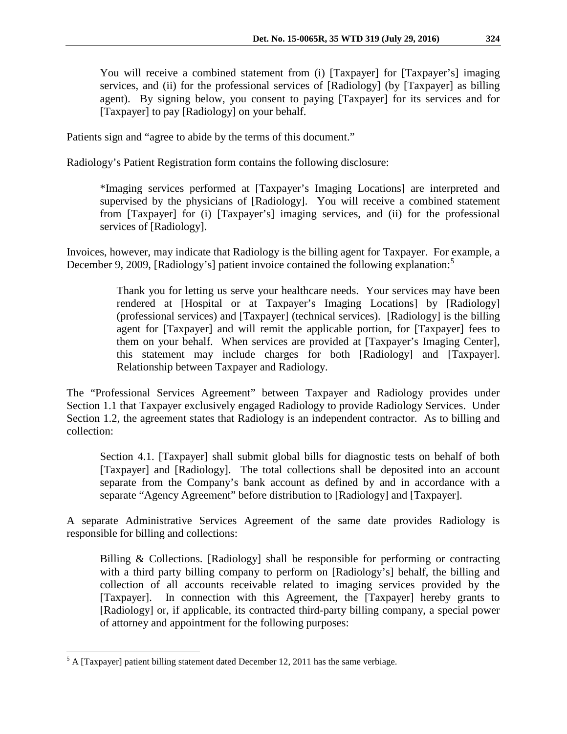> You will receive a combined statement from (i) [Taxpayer] for [Taxpayer's] imaging services, and (ii) for the professional services of [Radiology] (by [Taxpayer] as billing agent). By signing below, you consent to paying [Taxpayer] for its services and for [Taxpayer] to pay [Radiology] on your behalf.

Patients sign and "agree to abide by the terms of this document."

Radiology's Patient Registration form contains the following disclosure:

> *Imaging services performed at [Taxpayer's Imaging Locations] are interpreted and supervised by the physicians of [Radiology]. You will receive a combined statement from [Taxpayer] for (i) [Taxpayer's] imaging services, and (ii) for the professional services of [Radiology].

Invoices, however, may indicate that Radiology is the billing agent for Taxpayer. For example, a December 9, 2009, [Radiology's] patient invoice contained the following explanation:[5]

> Thank you for letting us serve your healthcare needs. Your services may have been rendered at [Hospital or at Taxpayer's Imaging Locations] by [Radiology] (professional services) and [Taxpayer] (technical services). [Radiology] is the billing agent for [Taxpayer] and will remit the applicable portion, for [Taxpayer] fees to them on your behalf. When services are provided at [Taxpayer's Imaging Center], this statement may include charges for both [Radiology] and [Taxpayer]. Relationship between Taxpayer and Radiology.

The "Professional Services Agreement" between Taxpayer and Radiology provides under Section 1.1 that Taxpayer exclusively engaged Radiology to provide Radiology Services. Under Section 1.2, the agreement states that Radiology is an independent contractor. As to billing and collection:

> Section 4.1. [Taxpayer] shall submit global bills for diagnostic tests on behalf of both [Taxpayer] and [Radiology]. The total collections shall be deposited into an account separate from the Company's bank account as defined by and in accordance with a separate "Agency Agreement" before distribution to [Radiology] and [Taxpayer].

A separate Administrative Services Agreement of the same date provides Radiology is responsible for billing and collections:

> Billing & Collections. [Radiology] shall be responsible for performing or contracting with a third party billing company to perform on [Radiology's] behalf, the billing and collection of all accounts receivable related to imaging services provided by the [Taxpayer]. In connection with this Agreement, the [Taxpayer] hereby grants to [Radiology] or, if applicable, its contracted third-party billing company, a special power of attorney and appointment for the following purposes:

---

[5] A [Taxpayer] patient billing statement dated December 12, 2011 has the same verbiage.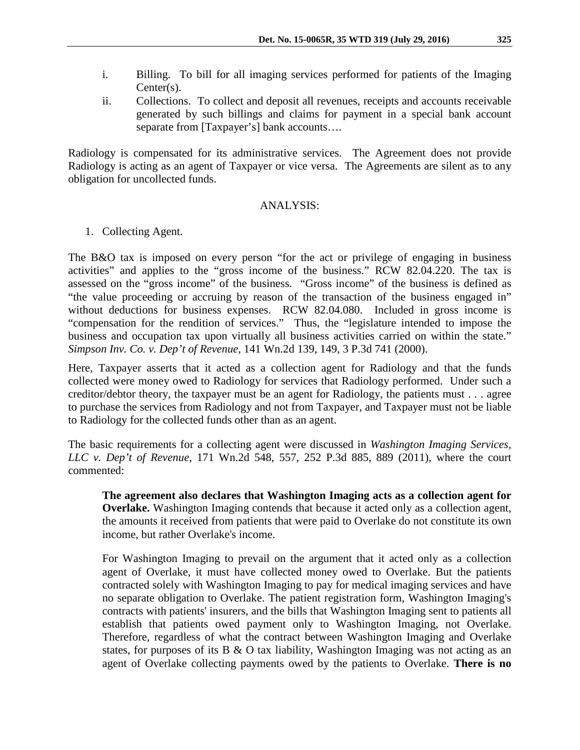i. Billing. To bill for all imaging services performed for patients of the Imaging Center(s).

ii. Collections. To collect and deposit all revenues, receipts and accounts receivable generated by such billings and claims for payment in a special bank account separate from [Taxpayer's] bank accounts….

Radiology is compensated for its administrative services. The Agreement does not provide Radiology is acting as an agent of Taxpayer or vice versa. The Agreements are silent as to any obligation for uncollected funds.

## ANALYSIS:

1. Collecting Agent.

The B&O tax is imposed on every person "for the act or privilege of engaging in business activities" and applies to the "gross income of the business." RCW 82.04.220. The tax is assessed on the "gross income" of the business. "Gross income" of the business is defined as "the value proceeding or accruing by reason of the transaction of the business engaged in" without deductions for business expenses. RCW 82.04.080. Included in gross income is "compensation for the rendition of services." Thus, the "legislature intended to impose the business and occupation tax upon virtually all business activities carried on within the state." *Simpson Inv. Co. v. Dep't of Revenue*, 141 Wn.2d 139, 149, 3 P.3d 741 (2000).

Here, Taxpayer asserts that it acted as a collection agent for Radiology and that the funds collected were money owed to Radiology for services that Radiology performed. Under such a creditor/debtor theory, the taxpayer must be an agent for Radiology, the patients must . . . agree to purchase the services from Radiology and not from Taxpayer, and Taxpayer must not be liable to Radiology for the collected funds other than as an agent.

The basic requirements for a collecting agent were discussed in *Washington Imaging Services, LLC v. Dep't of Revenue*, 171 Wn.2d 548, 557, 252 P.3d 885, 889 (2011), where the court commented:

> **The agreement also declares that Washington Imaging acts as a collection agent for Overlake.** Washington Imaging contends that because it acted only as a collection agent, the amounts it received from patients that were paid to Overlake do not constitute its own income, but rather Overlake's income.
>
> For Washington Imaging to prevail on the argument that it acted only as a collection agent of Overlake, it must have collected money owed to Overlake. But the patients contracted solely with Washington Imaging to pay for medical imaging services and have no separate obligation to Overlake. The patient registration form, Washington Imaging's contracts with patients' insurers, and the bills that Washington Imaging sent to patients all establish that patients owed payment only to Washington Imaging, not Overlake. Therefore, regardless of what the contract between Washington Imaging and Overlake states, for purposes of its B & O tax liability, Washington Imaging was not acting as an agent of Overlake collecting payments owed by the patients to Overlake. **There is no**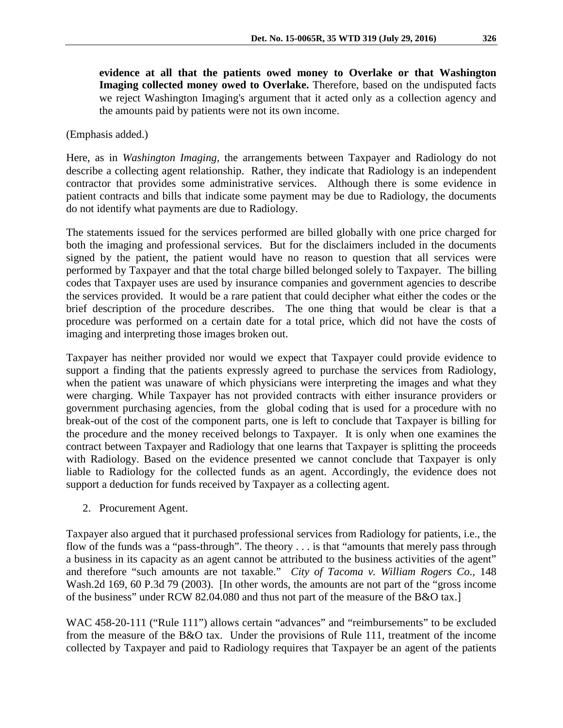> **evidence at all that the patients owed money to Overlake or that Washington Imaging collected money owed to Overlake.** Therefore, based on the undisputed facts we reject Washington Imaging's argument that it acted only as a collection agency and the amounts paid by patients were not its own income.

(Emphasis added.)

Here, as in *Washington Imaging*, the arrangements between Taxpayer and Radiology do not describe a collecting agent relationship. Rather, they indicate that Radiology is an independent contractor that provides some administrative services. Although there is some evidence in patient contracts and bills that indicate some payment may be due to Radiology, the documents do not identify what payments are due to Radiology.

The statements issued for the services performed are billed globally with one price charged for both the imaging and professional services. But for the disclaimers included in the documents signed by the patient, the patient would have no reason to question that all services were performed by Taxpayer and that the total charge billed belonged solely to Taxpayer. The billing codes that Taxpayer uses are used by insurance companies and government agencies to describe the services provided. It would be a rare patient that could decipher what either the codes or the brief description of the procedure describes. The one thing that would be clear is that a procedure was performed on a certain date for a total price, which did not have the costs of imaging and interpreting those images broken out.

Taxpayer has neither provided nor would we expect that Taxpayer could provide evidence to support a finding that the patients expressly agreed to purchase the services from Radiology, when the patient was unaware of which physicians were interpreting the images and what they were charging. While Taxpayer has not provided contracts with either insurance providers or government purchasing agencies, from the global coding that is used for a procedure with no break-out of the cost of the component parts, one is left to conclude that Taxpayer is billing for the procedure and the money received belongs to Taxpayer. It is only when one examines the contract between Taxpayer and Radiology that one learns that Taxpayer is splitting the proceeds with Radiology. Based on the evidence presented we cannot conclude that Taxpayer is only liable to Radiology for the collected funds as an agent. Accordingly, the evidence does not support a deduction for funds received by Taxpayer as a collecting agent.

2. Procurement Agent.

Taxpayer also argued that it purchased professional services from Radiology for patients, i.e., the flow of the funds was a "pass-through". The theory . . . is that "amounts that merely pass through a business in its capacity as an agent cannot be attributed to the business activities of the agent" and therefore "such amounts are not taxable." *City of Tacoma v. William Rogers Co*., 148 Wash.2d 169, 60 P.3d 79 (2003). [In other words, the amounts are not part of the "gross income of the business" under RCW 82.04.080 and thus not part of the measure of the B&O tax.]

WAC 458-20-111 ("Rule 111") allows certain "advances" and "reimbursements" to be excluded from the measure of the B&O tax. Under the provisions of Rule 111, treatment of the income collected by Taxpayer and paid to Radiology requires that Taxpayer be an agent of the patients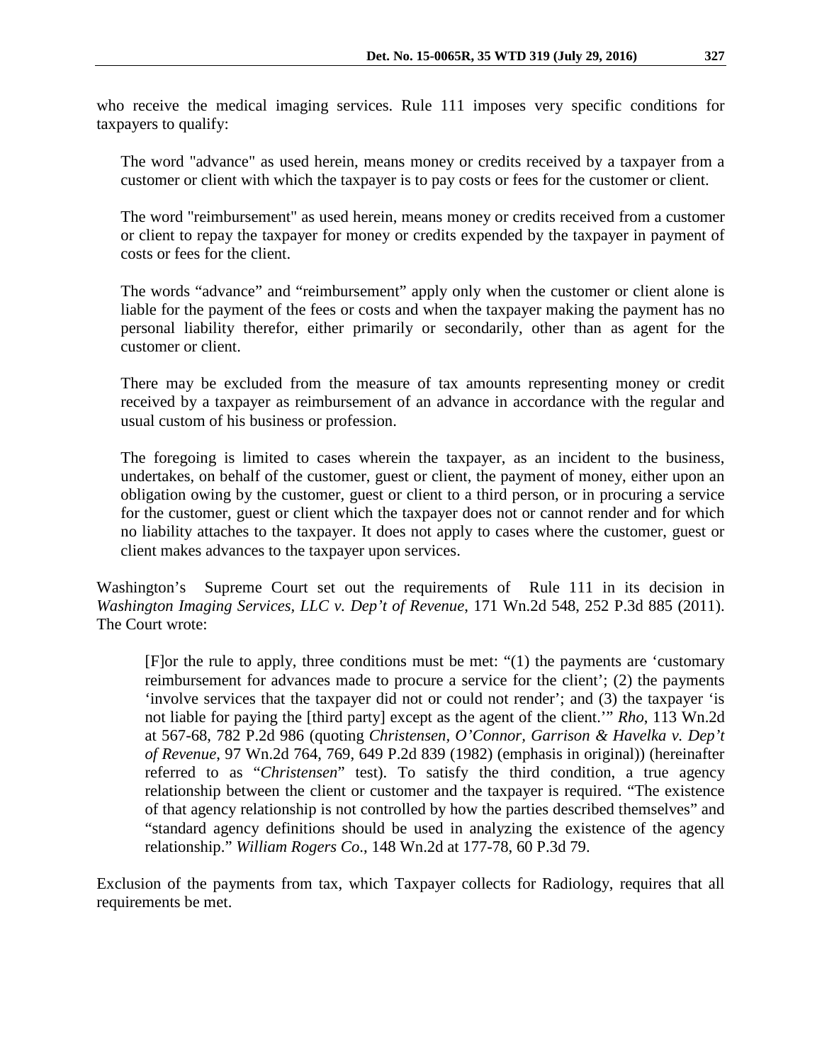who receive the medical imaging services. Rule 111 imposes very specific conditions for taxpayers to qualify:

> The word "advance" as used herein, means money or credits received by a taxpayer from a customer or client with which the taxpayer is to pay costs or fees for the customer or client.
>
> The word "reimbursement" as used herein, means money or credits received from a customer or client to repay the taxpayer for money or credits expended by the taxpayer in payment of costs or fees for the client.
>
> The words "advance" and "reimbursement" apply only when the customer or client alone is liable for the payment of the fees or costs and when the taxpayer making the payment has no personal liability therefor, either primarily or secondarily, other than as agent for the customer or client.
>
> There may be excluded from the measure of tax amounts representing money or credit received by a taxpayer as reimbursement of an advance in accordance with the regular and usual custom of his business or profession.
>
> The foregoing is limited to cases wherein the taxpayer, as an incident to the business, undertakes, on behalf of the customer, guest or client, the payment of money, either upon an obligation owing by the customer, guest or client to a third person, or in procuring a service for the customer, guest or client which the taxpayer does not or cannot render and for which no liability attaches to the taxpayer. It does not apply to cases where the customer, guest or client makes advances to the taxpayer upon services.

Washington's Supreme Court set out the requirements of Rule 111 in its decision in *Washington Imaging Services, LLC v. Dep't of Revenue*, 171 Wn.2d 548, 252 P.3d 885 (2011). The Court wrote:

> [F]or the rule to apply, three conditions must be met: "(1) the payments are 'customary reimbursement for advances made to procure a service for the client'; (2) the payments 'involve services that the taxpayer did not or could not render'; and (3) the taxpayer 'is not liable for paying the [third party] except as the agent of the client.'" *Rho*, 113 Wn.2d at 567-68, 782 P.2d 986 (quoting *Christensen, O'Connor, Garrison & Havelka v. Dep't of Revenue*, 97 Wn.2d 764, 769, 649 P.2d 839 (1982) (emphasis in original)) (hereinafter referred to as "*Christensen*" test). To satisfy the third condition, a true agency relationship between the client or customer and the taxpayer is required. "The existence of that agency relationship is not controlled by how the parties described themselves" and "standard agency definitions should be used in analyzing the existence of the agency relationship." *William Rogers Co*., 148 Wn.2d at 177-78, 60 P.3d 79.

Exclusion of the payments from tax, which Taxpayer collects for Radiology, requires that all requirements be met.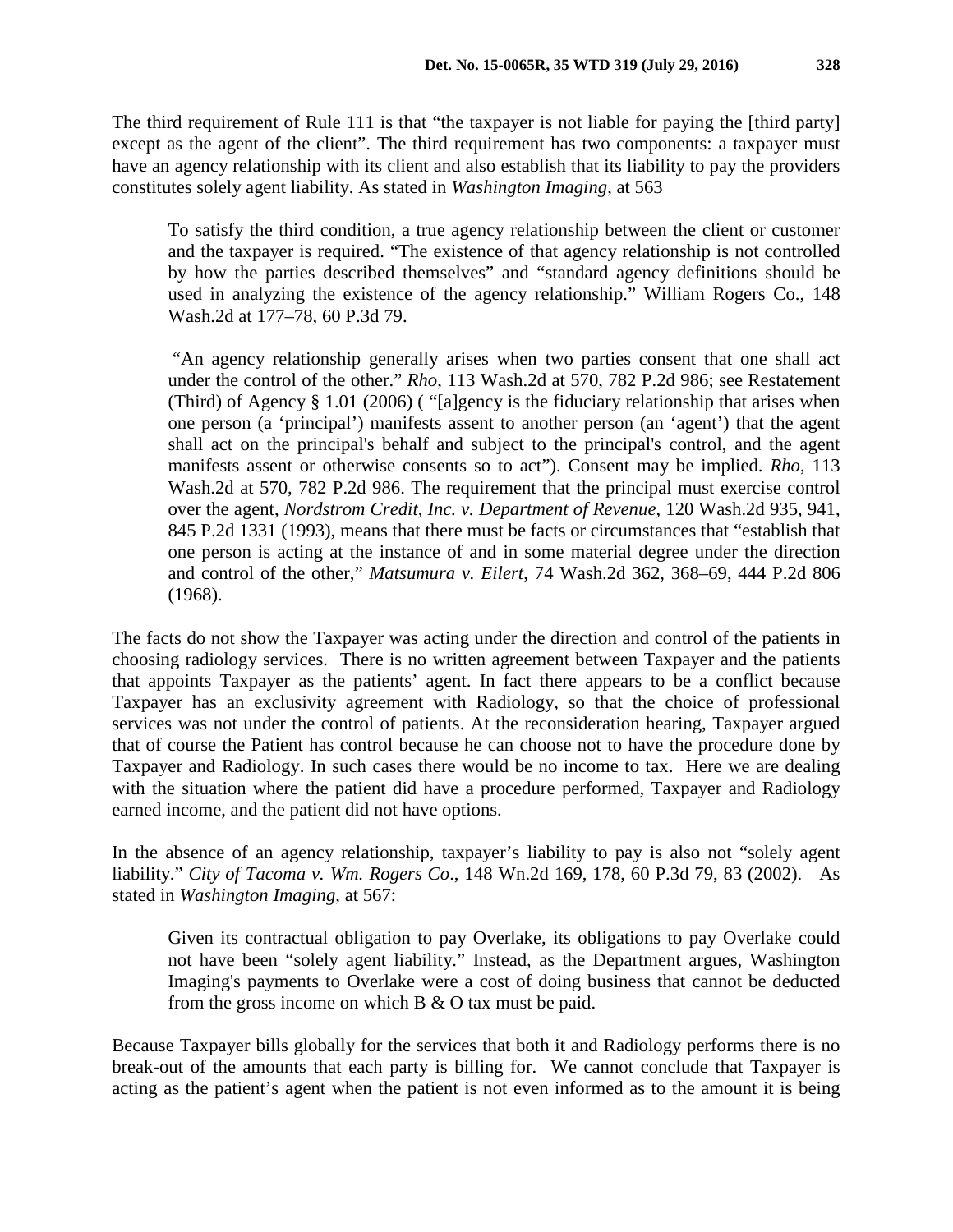The third requirement of Rule 111 is that "the taxpayer is not liable for paying the [third party] except as the agent of the client". The third requirement has two components: a taxpayer must have an agency relationship with its client and also establish that its liability to pay the providers constitutes solely agent liability. As stated in *Washington Imaging*, at 563

> To satisfy the third condition, a true agency relationship between the client or customer and the taxpayer is required. "The existence of that agency relationship is not controlled by how the parties described themselves" and "standard agency definitions should be used in analyzing the existence of the agency relationship." William Rogers Co., 148 Wash.2d at 177–78, 60 P.3d 79.
>
> "An agency relationship generally arises when two parties consent that one shall act under the control of the other." *Rho*, 113 Wash.2d at 570, 782 P.2d 986; see Restatement (Third) of Agency § 1.01 (2006) ( "[a]gency is the fiduciary relationship that arises when one person (a 'principal') manifests assent to another person (an 'agent') that the agent shall act on the principal's behalf and subject to the principal's control, and the agent manifests assent or otherwise consents so to act"). Consent may be implied. *Rho*, 113 Wash.2d at 570, 782 P.2d 986. The requirement that the principal must exercise control over the agent, *Nordstrom Credit, Inc. v. Department of Revenue*, 120 Wash.2d 935, 941, 845 P.2d 1331 (1993), means that there must be facts or circumstances that "establish that one person is acting at the instance of and in some material degree under the direction and control of the other," *Matsumura v. Eilert*, 74 Wash.2d 362, 368–69, 444 P.2d 806 (1968).

The facts do not show the Taxpayer was acting under the direction and control of the patients in choosing radiology services. There is no written agreement between Taxpayer and the patients that appoints Taxpayer as the patients' agent. In fact there appears to be a conflict because Taxpayer has an exclusivity agreement with Radiology, so that the choice of professional services was not under the control of patients. At the reconsideration hearing, Taxpayer argued that of course the Patient has control because he can choose not to have the procedure done by Taxpayer and Radiology. In such cases there would be no income to tax. Here we are dealing with the situation where the patient did have a procedure performed, Taxpayer and Radiology earned income, and the patient did not have options.

In the absence of an agency relationship, taxpayer's liability to pay is also not "solely agent liability." *City of Tacoma v. Wm. Rogers Co*., 148 Wn.2d 169, 178, 60 P.3d 79, 83 (2002). As stated in *Washington Imaging*, at 567:

> Given its contractual obligation to pay Overlake, its obligations to pay Overlake could not have been "solely agent liability." Instead, as the Department argues, Washington Imaging's payments to Overlake were a cost of doing business that cannot be deducted from the gross income on which B & O tax must be paid.

Because Taxpayer bills globally for the services that both it and Radiology performs there is no break-out of the amounts that each party is billing for. We cannot conclude that Taxpayer is acting as the patient's agent when the patient is not even informed as to the amount it is being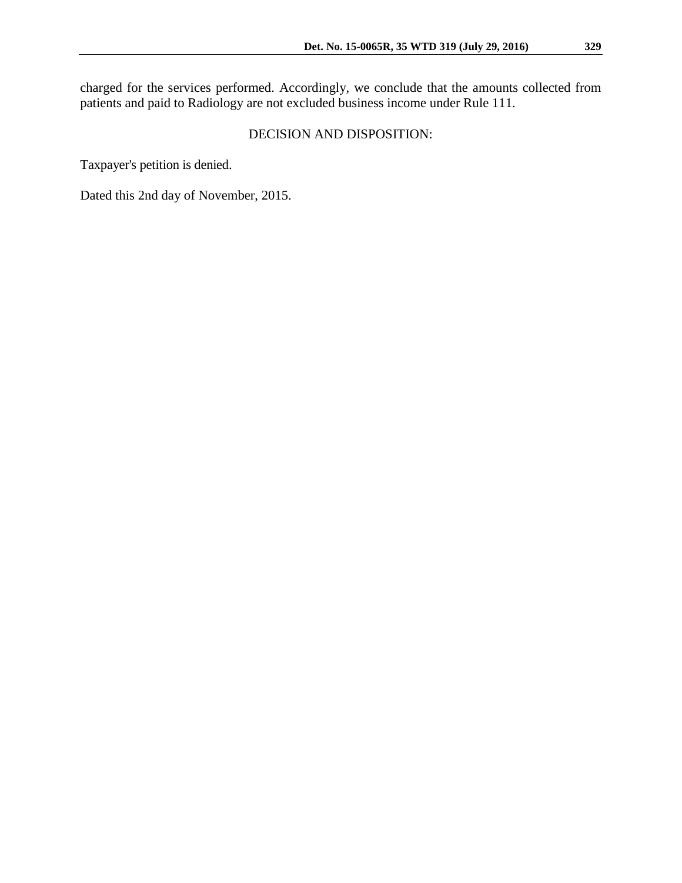charged for the services performed. Accordingly, we conclude that the amounts collected from patients and paid to Radiology are not excluded business income under Rule 111.

## DECISION AND DISPOSITION:

Taxpayer's petition is denied.

Dated this 2nd day of November, 2015.